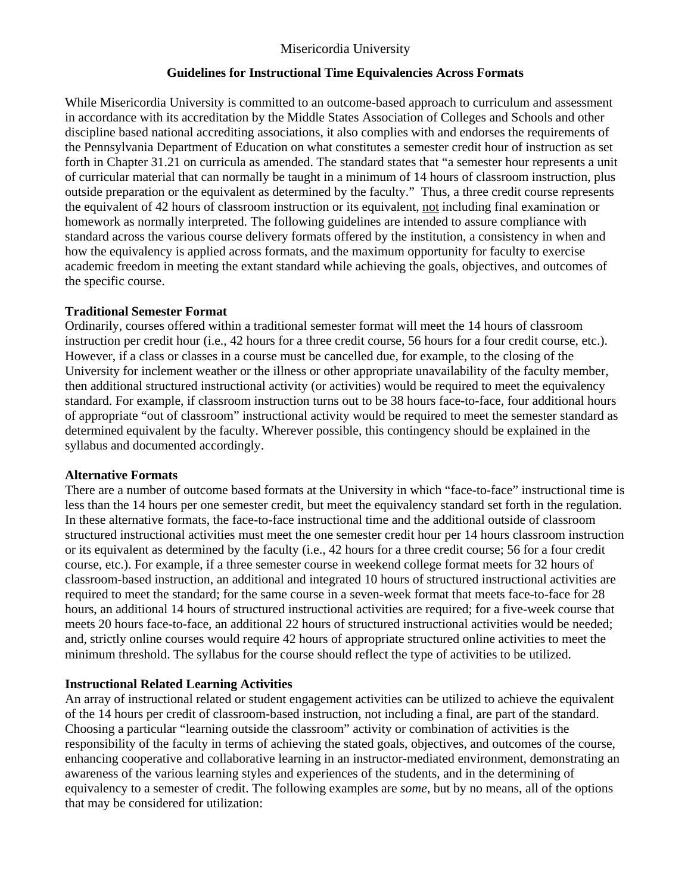Misericordia University

## Guidelines for Instructional Time Equivalencies Across Formats

While Misericordia University is committed to an outcome-based approach to curriculum and assessment in accordance with its accreditation by the Middle States Association of Colleges and Schools and other discipline based national accrediting associations, it also complies with and endorses the requirements of the Pennsylvania Department of Education on what constitutes a semester credit hour of instruction as set forth in Chapter 31.21 on curricula as amended. The standard states that "a semester hour represents a unit of curricular material that can normally be taught in a minimum of 14 hours of classroom instruction, plus outside preparation or the equivalent as determined by the faculty." Thus, a three credit course represents the equivalent of 42 hours of classroom instruction or its equivalent, not including final examination or homework as normally interpreted. The following guidelines are intended to assure compliance with standard across the various course delivery formats offered by the institution, a consistency in when and how the equivalency is applied across formats, and the maximum opportunity for faculty to exercise academic freedom in meeting the extant standard while achieving the goals, objectives, and outcomes of the specific course.

**Traditional Semester Format**

Ordinarily, courses offered within a traditional semester format will meet the 14 hours of classroom instruction per credit hour (i.e., 42 hours for a three credit course, 56 hours for a four credit course, etc.). However, if a class or classes in a course must be cancelled due, for example, to the closing of the University for inclement weather or the illness or other appropriate unavailability of the faculty member, then additional structured instructional activity (or activities) would be required to meet the equivalency standard. For example, if classroom instruction turns out to be 38 hours face-to-face, four additional hours of appropriate "out of classroom" instructional activity would be required to meet the semester standard as determined equivalent by the faculty. Wherever possible, this contingency should be explained in the syllabus and documented accordingly.

**Alternative Formats**

There are a number of outcome based formats at the University in which "face-to-face" instructional time is less than the 14 hours per one semester credit, but meet the equivalency standard set forth in the regulation. In these alternative formats, the face-to-face instructional time and the additional outside of classroom structured instructional activities must meet the one semester credit hour per 14 hours classroom instruction or its equivalent as determined by the faculty (i.e., 42 hours for a three credit course; 56 for a four credit course, etc.). For example, if a three semester course in weekend college format meets for 32 hours of classroom-based instruction, an additional and integrated 10 hours of structured instructional activities are required to meet the standard; for the same course in a seven-week format that meets face-to-face for 28 hours, an additional 14 hours of structured instructional activities are required; for a five-week course that meets 20 hours face-to-face, an additional 22 hours of structured instructional activities would be needed; and, strictly online courses would require 42 hours of appropriate structured online activities to meet the minimum threshold. The syllabus for the course should reflect the type of activities to be utilized.

**Instructional Related Learning Activities**

An array of instructional related or student engagement activities can be utilized to achieve the equivalent of the 14 hours per credit of classroom-based instruction, not including a final, are part of the standard. Choosing a particular "learning outside the classroom" activity or combination of activities is the responsibility of the faculty in terms of achieving the stated goals, objectives, and outcomes of the course, enhancing cooperative and collaborative learning in an instructor-mediated environment, demonstrating an awareness of the various learning styles and experiences of the students, and in the determining of equivalency to a semester of credit. The following examples are *some*, but by no means, all of the options that may be considered for utilization: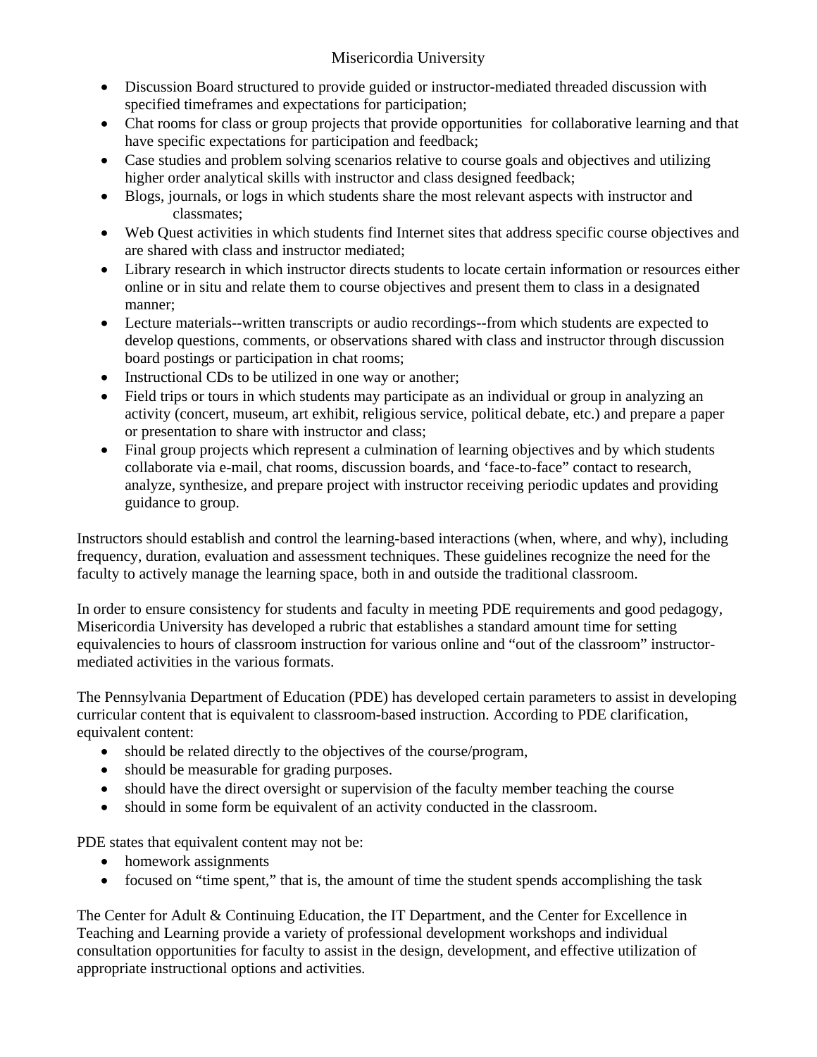- Discussion Board structured to provide guided or instructor-mediated threaded discussion with specified timeframes and expectations for participation;
- Chat rooms for class or group projects that provide opportunities for collaborative learning and that have specific expectations for participation and feedback;
- Case studies and problem solving scenarios relative to course goals and objectives and utilizing higher order analytical skills with instructor and class designed feedback;
- Blogs, journals, or logs in which students share the most relevant aspects with instructor and classmates;
- Web Quest activities in which students find Internet sites that address specific course objectives and are shared with class and instructor mediated;
- Library research in which instructor directs students to locate certain information or resources either online or in situ and relate them to course objectives and present them to class in a designated manner;
- Lecture materials--written transcripts or audio recordings--from which students are expected to develop questions, comments, or observations shared with class and instructor through discussion board postings or participation in chat rooms;
- Instructional CDs to be utilized in one way or another;
- Field trips or tours in which students may participate as an individual or group in analyzing an activity (concert, museum, art exhibit, religious service, political debate, etc.) and prepare a paper or presentation to share with instructor and class;
- Final group projects which represent a culmination of learning objectives and by which students collaborate via e-mail, chat rooms, discussion boards, and 'face-to-face" contact to research, analyze, synthesize, and prepare project with instructor receiving periodic updates and providing guidance to group.

Instructors should establish and control the learning-based interactions (when, where, and why), including frequency, duration, evaluation and assessment techniques. These guidelines recognize the need for the faculty to actively manage the learning space, both in and outside the traditional classroom.

In order to ensure consistency for students and faculty in meeting PDE requirements and good pedagogy, Misericordia University has developed a rubric that establishes a standard amount time for setting equivalencies to hours of classroom instruction for various online and "out of the classroom" instructor-mediated activities in the various formats.

The Pennsylvania Department of Education (PDE) has developed certain parameters to assist in developing curricular content that is equivalent to classroom-based instruction. According to PDE clarification, equivalent content:

- should be related directly to the objectives of the course/program,
- should be measurable for grading purposes.
- should have the direct oversight or supervision of the faculty member teaching the course
- should in some form be equivalent of an activity conducted in the classroom.

PDE states that equivalent content may not be:

- homework assignments
- focused on "time spent," that is, the amount of time the student spends accomplishing the task

The Center for Adult & Continuing Education, the IT Department, and the Center for Excellence in Teaching and Learning provide a variety of professional development workshops and individual consultation opportunities for faculty to assist in the design, development, and effective utilization of appropriate instructional options and activities.